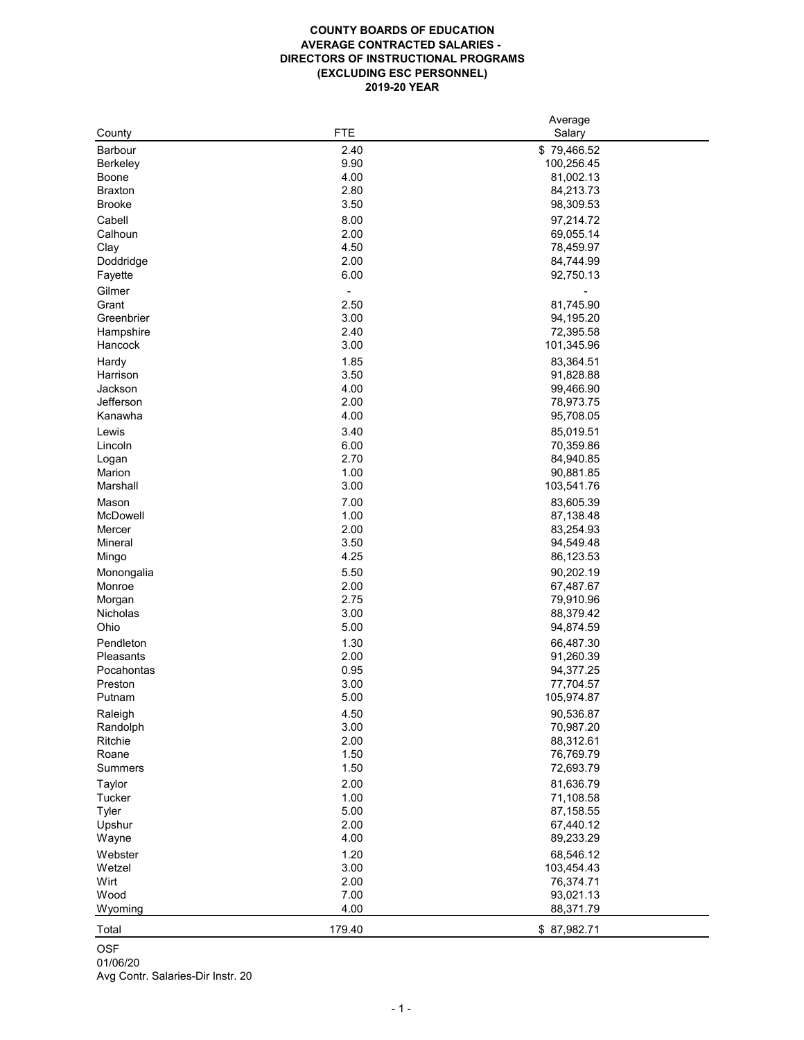**COUNTY BOARDS OF EDUCATION**
**AVERAGE CONTRACTED SALARIES -**
**DIRECTORS OF INSTRUCTIONAL PROGRAMS**
**(EXCLUDING ESC PERSONNEL)**
**2019-20 YEAR**

| County | FTE | Average Salary |
|---|---|---|
| Barbour | 2.40 | $ 79,466.52 |
| Berkeley | 9.90 | 100,256.45 |
| Boone | 4.00 | 81,002.13 |
| Braxton | 2.80 | 84,213.73 |
| Brooke | 3.50 | 98,309.53 |
| Cabell | 8.00 | 97,214.72 |
| Calhoun | 2.00 | 69,055.14 |
| Clay | 4.50 | 78,459.97 |
| Doddridge | 2.00 | 84,744.99 |
| Fayette | 6.00 | 92,750.13 |
| Gilmer | - | - |
| Grant | 2.50 | 81,745.90 |
| Greenbrier | 3.00 | 94,195.20 |
| Hampshire | 2.40 | 72,395.58 |
| Hancock | 3.00 | 101,345.96 |
| Hardy | 1.85 | 83,364.51 |
| Harrison | 3.50 | 91,828.88 |
| Jackson | 4.00 | 99,466.90 |
| Jefferson | 2.00 | 78,973.75 |
| Kanawha | 4.00 | 95,708.05 |
| Lewis | 3.40 | 85,019.51 |
| Lincoln | 6.00 | 70,359.86 |
| Logan | 2.70 | 84,940.85 |
| Marion | 1.00 | 90,881.85 |
| Marshall | 3.00 | 103,541.76 |
| Mason | 7.00 | 83,605.39 |
| McDowell | 1.00 | 87,138.48 |
| Mercer | 2.00 | 83,254.93 |
| Mineral | 3.50 | 94,549.48 |
| Mingo | 4.25 | 86,123.53 |
| Monongalia | 5.50 | 90,202.19 |
| Monroe | 2.00 | 67,487.67 |
| Morgan | 2.75 | 79,910.96 |
| Nicholas | 3.00 | 88,379.42 |
| Ohio | 5.00 | 94,874.59 |
| Pendleton | 1.30 | 66,487.30 |
| Pleasants | 2.00 | 91,260.39 |
| Pocahontas | 0.95 | 94,377.25 |
| Preston | 3.00 | 77,704.57 |
| Putnam | 5.00 | 105,974.87 |
| Raleigh | 4.50 | 90,536.87 |
| Randolph | 3.00 | 70,987.20 |
| Ritchie | 2.00 | 88,312.61 |
| Roane | 1.50 | 76,769.79 |
| Summers | 1.50 | 72,693.79 |
| Taylor | 2.00 | 81,636.79 |
| Tucker | 1.00 | 71,108.58 |
| Tyler | 5.00 | 87,158.55 |
| Upshur | 2.00 | 67,440.12 |
| Wayne | 4.00 | 89,233.29 |
| Webster | 1.20 | 68,546.12 |
| Wetzel | 3.00 | 103,454.43 |
| Wirt | 2.00 | 76,374.71 |
| Wood | 7.00 | 93,021.13 |
| Wyoming | 4.00 | 88,371.79 |
| Total | 179.40 | $ 87,982.71 |

OSF
01/06/20
Avg Contr. Salaries-Dir Instr. 20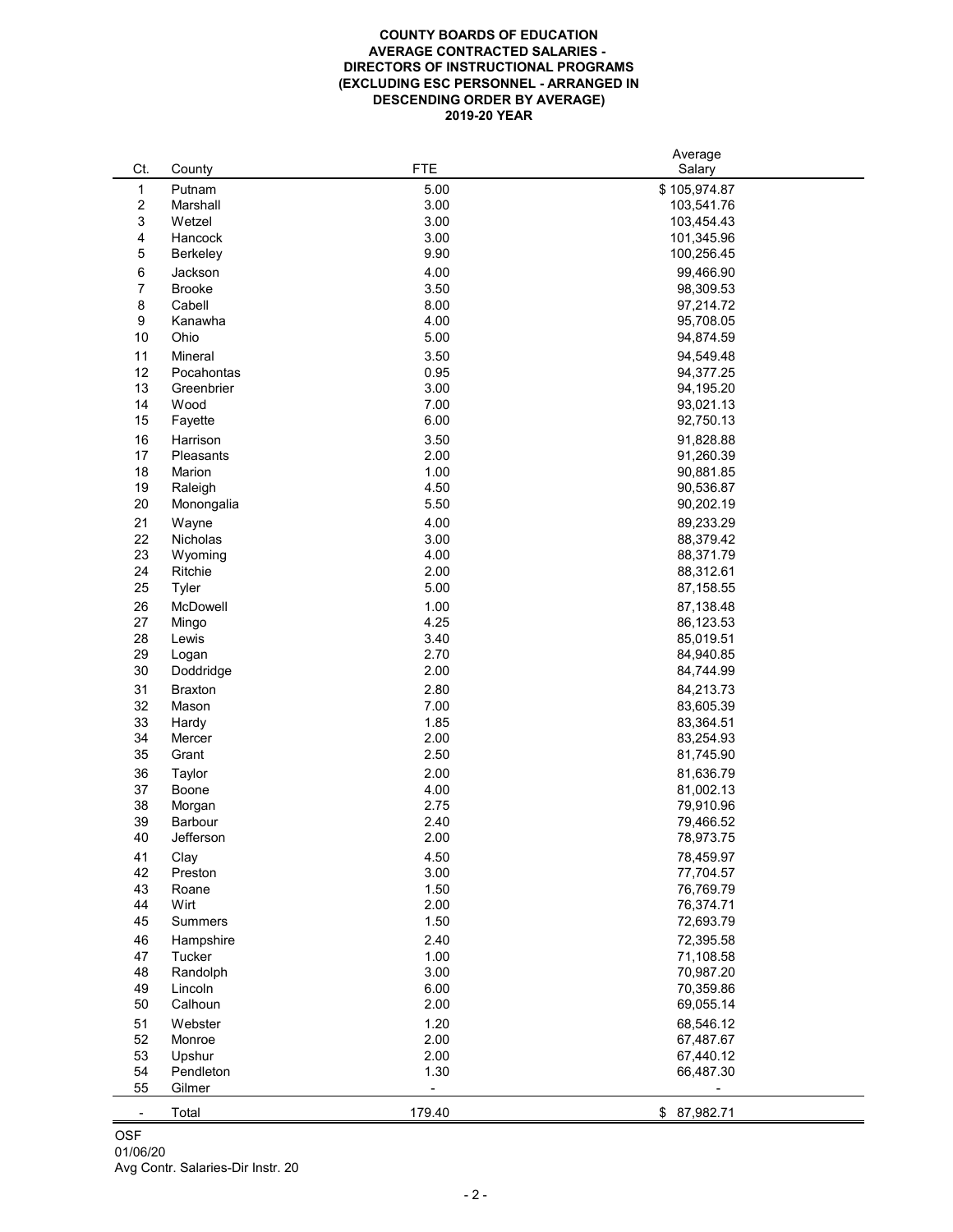**COUNTY BOARDS OF EDUCATION**
**AVERAGE CONTRACTED SALARIES -**
**DIRECTORS OF INSTRUCTIONAL PROGRAMS**
**(EXCLUDING ESC PERSONNEL - ARRANGED IN DESCENDING ORDER BY AVERAGE)**
**2019-20 YEAR**

| Ct. | County | FTE | Average Salary |
|---|---|---|---|
| 1 | Putnam | 5.00 | $ 105,974.87 |
| 2 | Marshall | 3.00 | 103,541.76 |
| 3 | Wetzel | 3.00 | 103,454.43 |
| 4 | Hancock | 3.00 | 101,345.96 |
| 5 | Berkeley | 9.90 | 100,256.45 |
| 6 | Jackson | 4.00 | 99,466.90 |
| 7 | Brooke | 3.50 | 98,309.53 |
| 8 | Cabell | 8.00 | 97,214.72 |
| 9 | Kanawha | 4.00 | 95,708.05 |
| 10 | Ohio | 5.00 | 94,874.59 |
| 11 | Mineral | 3.50 | 94,549.48 |
| 12 | Pocahontas | 0.95 | 94,377.25 |
| 13 | Greenbrier | 3.00 | 94,195.20 |
| 14 | Wood | 7.00 | 93,021.13 |
| 15 | Fayette | 6.00 | 92,750.13 |
| 16 | Harrison | 3.50 | 91,828.88 |
| 17 | Pleasants | 2.00 | 91,260.39 |
| 18 | Marion | 1.00 | 90,881.85 |
| 19 | Raleigh | 4.50 | 90,536.87 |
| 20 | Monongalia | 5.50 | 90,202.19 |
| 21 | Wayne | 4.00 | 89,233.29 |
| 22 | Nicholas | 3.00 | 88,379.42 |
| 23 | Wyoming | 4.00 | 88,371.79 |
| 24 | Ritchie | 2.00 | 88,312.61 |
| 25 | Tyler | 5.00 | 87,158.55 |
| 26 | McDowell | 1.00 | 87,138.48 |
| 27 | Mingo | 4.25 | 86,123.53 |
| 28 | Lewis | 3.40 | 85,019.51 |
| 29 | Logan | 2.70 | 84,940.85 |
| 30 | Doddridge | 2.00 | 84,744.99 |
| 31 | Braxton | 2.80 | 84,213.73 |
| 32 | Mason | 7.00 | 83,605.39 |
| 33 | Hardy | 1.85 | 83,364.51 |
| 34 | Mercer | 2.00 | 83,254.93 |
| 35 | Grant | 2.50 | 81,745.90 |
| 36 | Taylor | 2.00 | 81,636.79 |
| 37 | Boone | 4.00 | 81,002.13 |
| 38 | Morgan | 2.75 | 79,910.96 |
| 39 | Barbour | 2.40 | 79,466.52 |
| 40 | Jefferson | 2.00 | 78,973.75 |
| 41 | Clay | 4.50 | 78,459.97 |
| 42 | Preston | 3.00 | 77,704.57 |
| 43 | Roane | 1.50 | 76,769.79 |
| 44 | Wirt | 2.00 | 76,374.71 |
| 45 | Summers | 1.50 | 72,693.79 |
| 46 | Hampshire | 2.40 | 72,395.58 |
| 47 | Tucker | 1.00 | 71,108.58 |
| 48 | Randolph | 3.00 | 70,987.20 |
| 49 | Lincoln | 6.00 | 70,359.86 |
| 50 | Calhoun | 2.00 | 69,055.14 |
| 51 | Webster | 1.20 | 68,546.12 |
| 52 | Monroe | 2.00 | 67,487.67 |
| 53 | Upshur | 2.00 | 67,440.12 |
| 54 | Pendleton | 1.30 | 66,487.30 |
| 55 | Gilmer | - | - |
| - | Total | 179.40 | $ 87,982.71 |

OSF
01/06/20
Avg Contr. Salaries-Dir Instr. 20